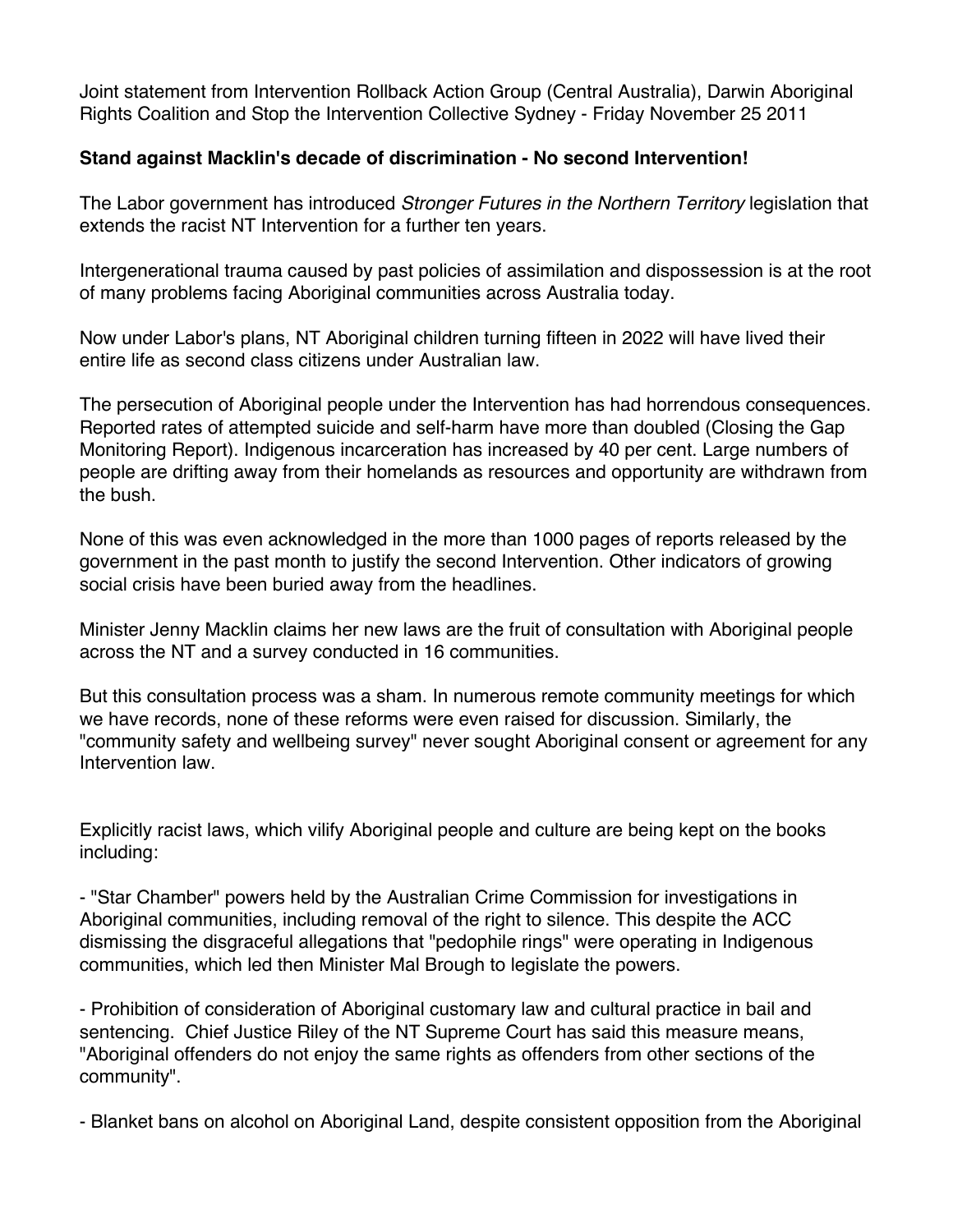Joint statement from Intervention Rollback Action Group (Central Australia), Darwin Aboriginal Rights Coalition and Stop the Intervention Collective Sydney - Friday November 25 2011

**Stand against Macklin's decade of discrimination - No second Intervention!**

The Labor government has introduced *Stronger Futures in the Northern Territory* legislation that extends the racist NT Intervention for a further ten years.

Intergenerational trauma caused by past policies of assimilation and dispossession is at the root of many problems facing Aboriginal communities across Australia today.

Now under Labor's plans, NT Aboriginal children turning fifteen in 2022 will have lived their entire life as second class citizens under Australian law.

The persecution of Aboriginal people under the Intervention has had horrendous consequences. Reported rates of attempted suicide and self-harm have more than doubled (Closing the Gap Monitoring Report). Indigenous incarceration has increased by 40 per cent. Large numbers of people are drifting away from their homelands as resources and opportunity are withdrawn from the bush.

None of this was even acknowledged in the more than 1000 pages of reports released by the government in the past month to justify the second Intervention. Other indicators of growing social crisis have been buried away from the headlines.

Minister Jenny Macklin claims her new laws are the fruit of consultation with Aboriginal people across the NT and a survey conducted in 16 communities.

But this consultation process was a sham. In numerous remote community meetings for which we have records, none of these reforms were even raised for discussion. Similarly, the "community safety and wellbeing survey" never sought Aboriginal consent or agreement for any Intervention law.

Explicitly racist laws, which vilify Aboriginal people and culture are being kept on the books including:

- "Star Chamber" powers held by the Australian Crime Commission for investigations in Aboriginal communities, including removal of the right to silence. This despite the ACC dismissing the disgraceful allegations that "pedophile rings" were operating in Indigenous communities, which led then Minister Mal Brough to legislate the powers.

- Prohibition of consideration of Aboriginal customary law and cultural practice in bail and sentencing. Chief Justice Riley of the NT Supreme Court has said this measure means, "Aboriginal offenders do not enjoy the same rights as offenders from other sections of the community".

- Blanket bans on alcohol on Aboriginal Land, despite consistent opposition from the Aboriginal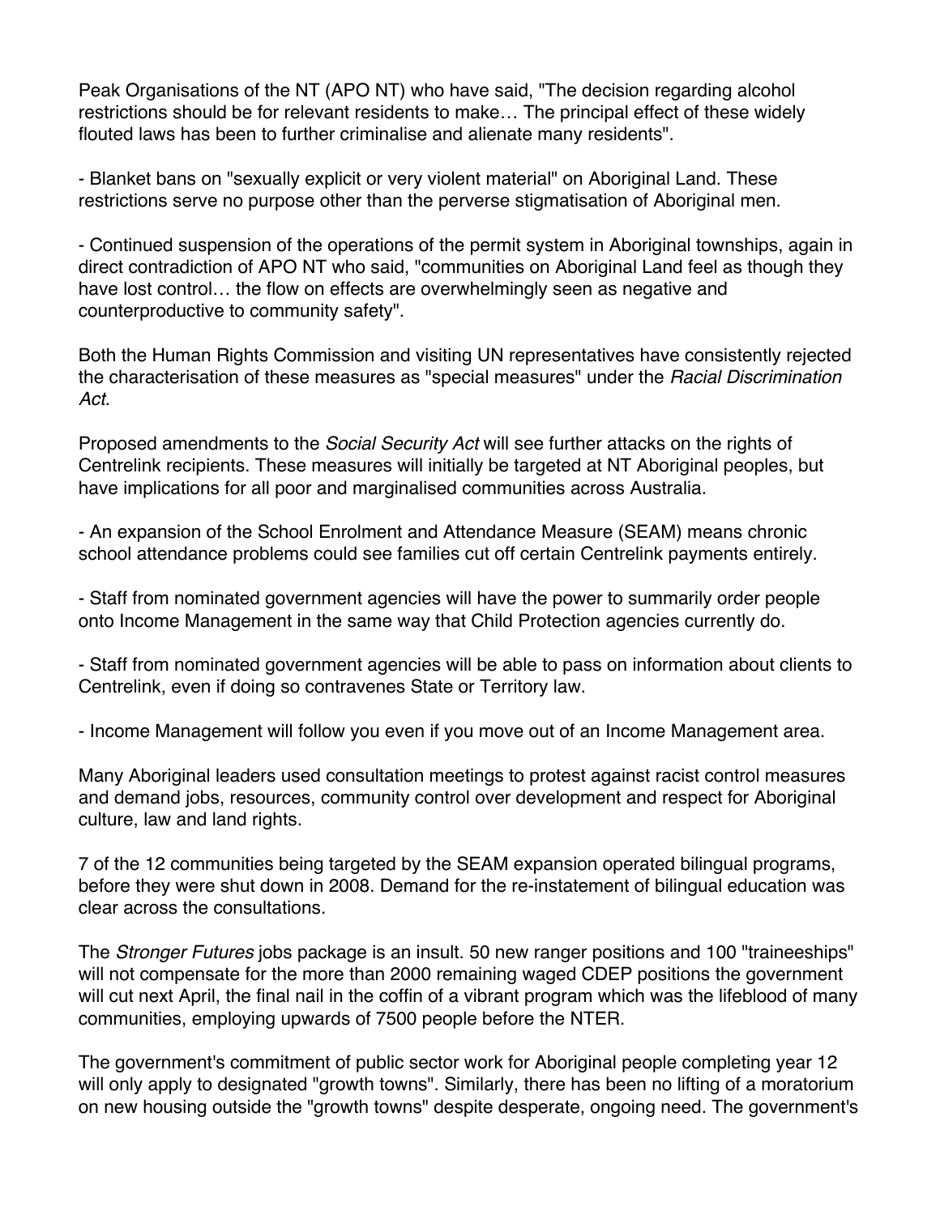Peak Organisations of the NT (APO NT) who have said, "The decision regarding alcohol restrictions should be for relevant residents to make… The principal effect of these widely flouted laws has been to further criminalise and alienate many residents".

- Blanket bans on "sexually explicit or very violent material" on Aboriginal Land. These restrictions serve no purpose other than the perverse stigmatisation of Aboriginal men.

- Continued suspension of the operations of the permit system in Aboriginal townships, again in direct contradiction of APO NT who said, "communities on Aboriginal Land feel as though they have lost control… the flow on effects are overwhelmingly seen as negative and counterproductive to community safety".

Both the Human Rights Commission and visiting UN representatives have consistently rejected the characterisation of these measures as "special measures" under the *Racial Discrimination Act.*

Proposed amendments to the *Social Security Act* will see further attacks on the rights of Centrelink recipients. These measures will initially be targeted at NT Aboriginal peoples, but have implications for all poor and marginalised communities across Australia.

- An expansion of the School Enrolment and Attendance Measure (SEAM) means chronic school attendance problems could see families cut off certain Centrelink payments entirely.

- Staff from nominated government agencies will have the power to summarily order people onto Income Management in the same way that Child Protection agencies currently do.

- Staff from nominated government agencies will be able to pass on information about clients to Centrelink, even if doing so contravenes State or Territory law.

- Income Management will follow you even if you move out of an Income Management area.

Many Aboriginal leaders used consultation meetings to protest against racist control measures and demand jobs, resources, community control over development and respect for Aboriginal culture, law and land rights.

7 of the 12 communities being targeted by the SEAM expansion operated bilingual programs, before they were shut down in 2008. Demand for the re-instatement of bilingual education was clear across the consultations.

The *Stronger Futures* jobs package is an insult. 50 new ranger positions and 100 "traineeships" will not compensate for the more than 2000 remaining waged CDEP positions the government will cut next April, the final nail in the coffin of a vibrant program which was the lifeblood of many communities, employing upwards of 7500 people before the NTER.

The government's commitment of public sector work for Aboriginal people completing year 12 will only apply to designated "growth towns". Similarly, there has been no lifting of a moratorium on new housing outside the "growth towns" despite desperate, ongoing need. The government's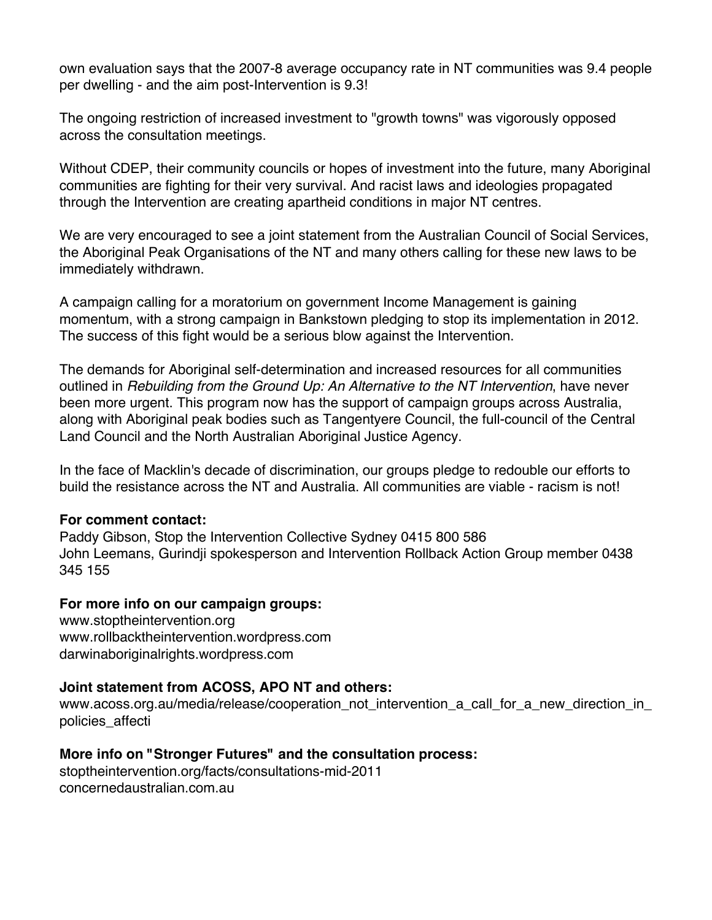own evaluation says that the 2007-8 average occupancy rate in NT communities was 9.4 people per dwelling - and the aim post-Intervention is 9.3!

The ongoing restriction of increased investment to "growth towns" was vigorously opposed across the consultation meetings.

Without CDEP, their community councils or hopes of investment into the future, many Aboriginal communities are fighting for their very survival. And racist laws and ideologies propagated through the Intervention are creating apartheid conditions in major NT centres.

We are very encouraged to see a joint statement from the Australian Council of Social Services, the Aboriginal Peak Organisations of the NT and many others calling for these new laws to be immediately withdrawn.

A campaign calling for a moratorium on government Income Management is gaining momentum, with a strong campaign in Bankstown pledging to stop its implementation in 2012. The success of this fight would be a serious blow against the Intervention.

The demands for Aboriginal self-determination and increased resources for all communities outlined in *Rebuilding from the Ground Up: An Alternative to the NT Intervention*, have never been more urgent. This program now has the support of campaign groups across Australia, along with Aboriginal peak bodies such as Tangentyere Council, the full-council of the Central Land Council and the North Australian Aboriginal Justice Agency.

In the face of Macklin's decade of discrimination, our groups pledge to redouble our efforts to build the resistance across the NT and Australia. All communities are viable - racism is not!

**For comment contact:**
Paddy Gibson, Stop the Intervention Collective Sydney 0415 800 586
John Leemans, Gurindji spokesperson and Intervention Rollback Action Group member 0438 345 155

**For more info on our campaign groups:**
www.stoptheintervention.org
www.rollbacktheintervention.wordpress.com
darwinaboriginalrights.wordpress.com

**Joint statement from ACOSS, APO NT and others:**
www.acoss.org.au/media/release/cooperation_not_intervention_a_call_for_a_new_direction_in_policies_affecti

**More info on "Stronger Futures" and the consultation process:**
stoptheintervention.org/facts/consultations-mid-2011
concernedaustralian.com.au